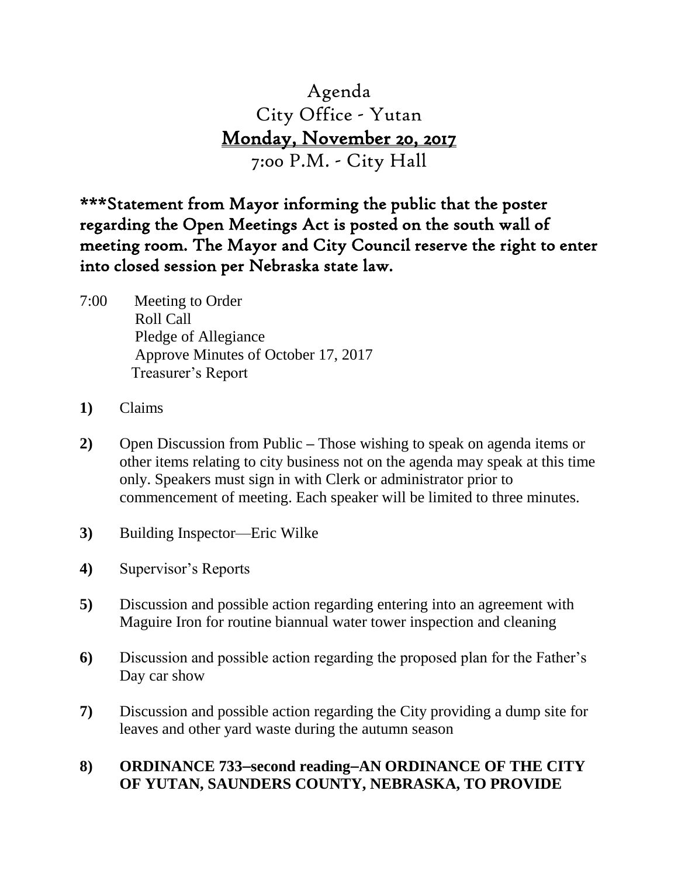# Agenda
# City Office - Yutan
# <u>Monday, November 20, 2017</u>
# 7:00 P.M. - City Hall

**\*\*\*Statement from Mayor informing the public that the poster regarding the Open Meetings Act is posted on the south wall of meeting room. The Mayor and City Council reserve the right to enter into closed session per Nebraska state law.**

7:00 Meeting to Order
Roll Call
Pledge of Allegiance
Approve Minutes of October 17, 2017
Treasurer's Report

**1)** Claims

**2)** Open Discussion from Public – Those wishing to speak on agenda items or other items relating to city business not on the agenda may speak at this time only. Speakers must sign in with Clerk or administrator prior to commencement of meeting. Each speaker will be limited to three minutes.

**3)** Building Inspector—Eric Wilke

**4)** Supervisor's Reports

**5)** Discussion and possible action regarding entering into an agreement with Maguire Iron for routine biannual water tower inspection and cleaning

**6)** Discussion and possible action regarding the proposed plan for the Father's Day car show

**7)** Discussion and possible action regarding the City providing a dump site for leaves and other yard waste during the autumn season

**8) ORDINANCE 733–second reading–AN ORDINANCE OF THE CITY OF YUTAN, SAUNDERS COUNTY, NEBRASKA, TO PROVIDE**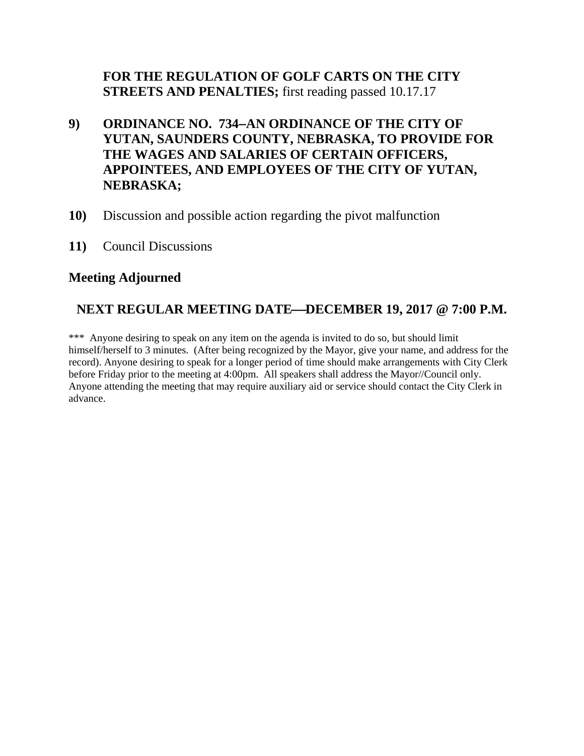**FOR THE REGULATION OF GOLF CARTS ON THE CITY STREETS AND PENALTIES;** first reading passed 10.17.17

**9) ORDINANCE NO. 734–AN ORDINANCE OF THE CITY OF YUTAN, SAUNDERS COUNTY, NEBRASKA, TO PROVIDE FOR THE WAGES AND SALARIES OF CERTAIN OFFICERS, APPOINTEES, AND EMPLOYEES OF THE CITY OF YUTAN, NEBRASKA;**

**10)** Discussion and possible action regarding the pivot malfunction

**11)** Council Discussions

## Meeting Adjourned

## NEXT REGULAR MEETING DATE—DECEMBER 19, 2017 @ 7:00 P.M.

*** Anyone desiring to speak on any item on the agenda is invited to do so, but should limit himself/herself to 3 minutes. (After being recognized by the Mayor, give your name, and address for the record). Anyone desiring to speak for a longer period of time should make arrangements with City Clerk before Friday prior to the meeting at 4:00pm. All speakers shall address the Mayor//Council only. Anyone attending the meeting that may require auxiliary aid or service should contact the City Clerk in advance.